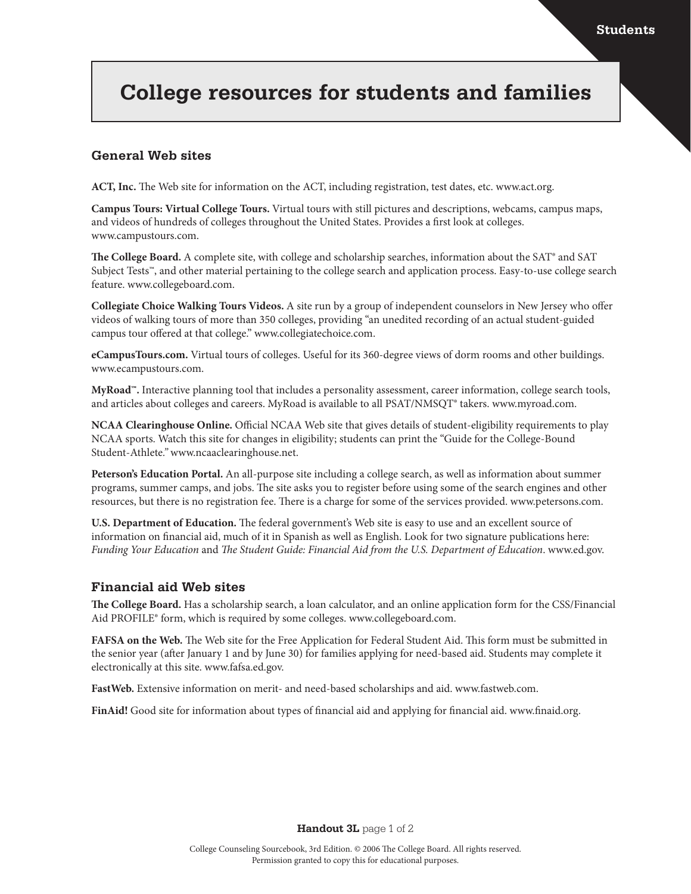# College resources for students and families

## General Web sites

**ACT, Inc.** The Web site for information on the ACT, including registration, test dates, etc. www.act.org.

**Campus Tours: Virtual College Tours.** Virtual tours with still pictures and descriptions, webcams, campus maps, and videos of hundreds of colleges throughout the United States. Provides a first look at colleges. www.campustours.com.

**The College Board.** A complete site, with college and scholarship searches, information about the SAT® and SAT Subject Tests™, and other material pertaining to the college search and application process. Easy-to-use college search feature. www.collegeboard.com.

**Collegiate Choice Walking Tours Videos.** A site run by a group of independent counselors in New Jersey who offer videos of walking tours of more than 350 colleges, providing "an unedited recording of an actual student-guided campus tour offered at that college." www.collegiatechoice.com.

**eCampusTours.com.** Virtual tours of colleges. Useful for its 360-degree views of dorm rooms and other buildings. www.ecampustours.com.

**MyRoad™.** Interactive planning tool that includes a personality assessment, career information, college search tools, and articles about colleges and careers. MyRoad is available to all PSAT/NMSQT® takers. www.myroad.com.

**NCAA Clearinghouse Online.** Official NCAA Web site that gives details of student-eligibility requirements to play NCAA sports. Watch this site for changes in eligibility; students can print the "Guide for the College-Bound Student-Athlete." www.ncaaclearinghouse.net.

**Peterson's Education Portal.** An all-purpose site including a college search, as well as information about summer programs, summer camps, and jobs. The site asks you to register before using some of the search engines and other resources, but there is no registration fee. There is a charge for some of the services provided. www.petersons.com.

**U.S. Department of Education.** The federal government's Web site is easy to use and an excellent source of information on financial aid, much of it in Spanish as well as English. Look for two signature publications here: *Funding Your Education* and *The Student Guide: Financial Aid from the U.S. Department of Education*. www.ed.gov.

## Financial aid Web sites

**The College Board.** Has a scholarship search, a loan calculator, and an online application form for the CSS/Financial Aid PROFILE® form, which is required by some colleges. www.collegeboard.com.

**FAFSA on the Web.** The Web site for the Free Application for Federal Student Aid. This form must be submitted in the senior year (after January 1 and by June 30) for families applying for need-based aid. Students may complete it electronically at this site. www.fafsa.ed.gov.

**FastWeb.** Extensive information on merit- and need-based scholarships and aid. www.fastweb.com.

**FinAid!** Good site for information about types of financial aid and applying for financial aid. www.finaid.org.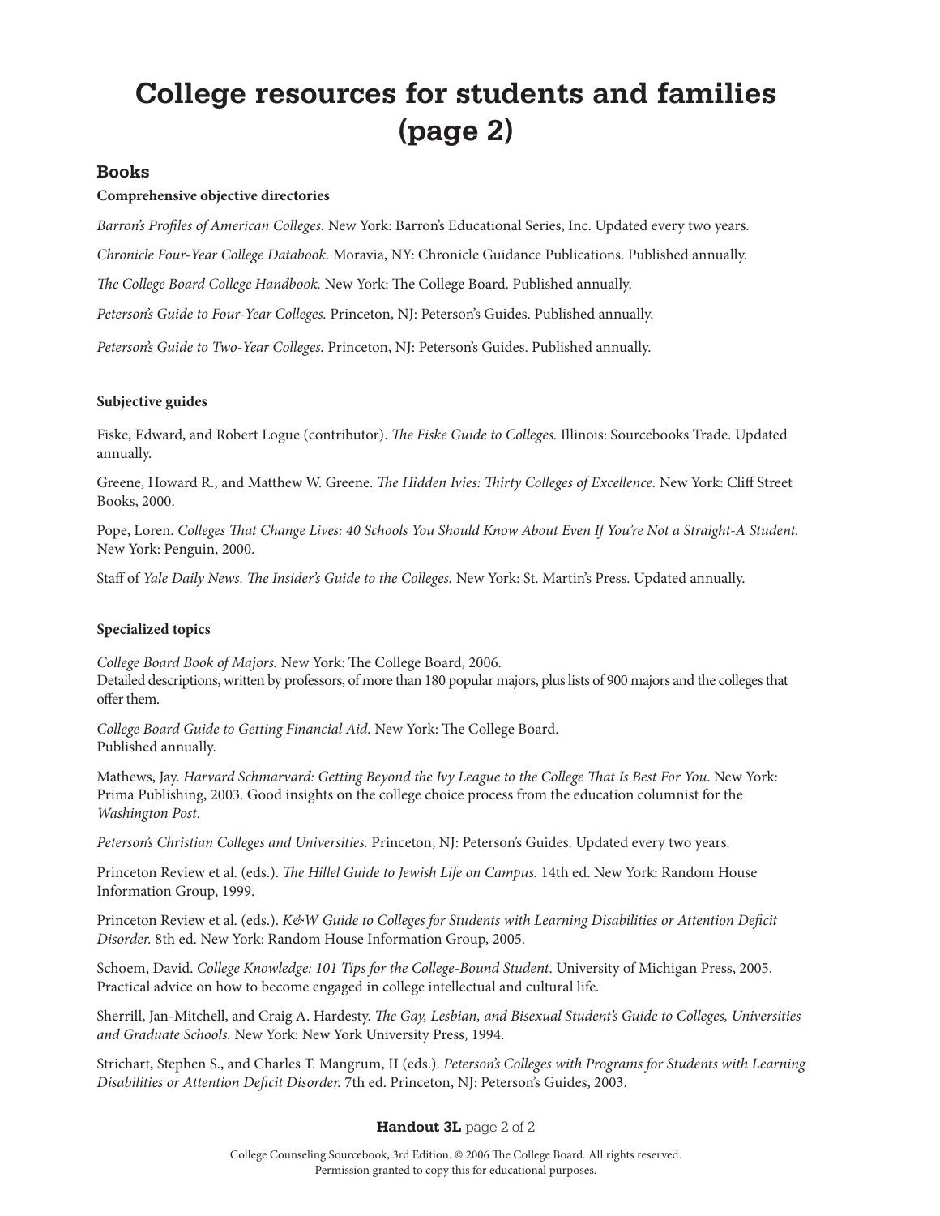# College resources for students and families (page 2)

## Books

**Comprehensive objective directories**

*Barron's Profiles of American Colleges.* New York: Barron's Educational Series, Inc. Updated every two years.

*Chronicle Four-Year College Databook.* Moravia, NY: Chronicle Guidance Publications. Published annually.

*The College Board College Handbook.* New York: The College Board. Published annually.

*Peterson's Guide to Four-Year Colleges.* Princeton, NJ: Peterson's Guides. Published annually.

*Peterson's Guide to Two-Year Colleges.* Princeton, NJ: Peterson's Guides. Published annually.

**Subjective guides**

Fiske, Edward, and Robert Logue (contributor). *The Fiske Guide to Colleges.* Illinois: Sourcebooks Trade. Updated annually.

Greene, Howard R., and Matthew W. Greene. *The Hidden Ivies: Thirty Colleges of Excellence.* New York: Cliff Street Books, 2000.

Pope, Loren. *Colleges That Change Lives: 40 Schools You Should Know About Even If You're Not a Straight-A Student.* New York: Penguin, 2000.

Staff of *Yale Daily News. The Insider's Guide to the Colleges.* New York: St. Martin's Press. Updated annually.

**Specialized topics**

*College Board Book of Majors.* New York: The College Board, 2006.
Detailed descriptions, written by professors, of more than 180 popular majors, plus lists of 900 majors and the colleges that offer them.

*College Board Guide to Getting Financial Aid.* New York: The College Board.
Published annually.

Mathews, Jay. *Harvard Schmarvard: Getting Beyond the Ivy League to the College That Is Best For You*. New York: Prima Publishing, 2003. Good insights on the college choice process from the education columnist for the *Washington Post*.

*Peterson's Christian Colleges and Universities.* Princeton, NJ: Peterson's Guides. Updated every two years.

Princeton Review et al. (eds.). *The Hillel Guide to Jewish Life on Campus.* 14th ed. New York: Random House Information Group, 1999.

Princeton Review et al. (eds.). *K&W Guide to Colleges for Students with Learning Disabilities or Attention Deficit Disorder.* 8th ed. New York: Random House Information Group, 2005.

Schoem, David. *College Knowledge: 101 Tips for the College-Bound Student*. University of Michigan Press, 2005. Practical advice on how to become engaged in college intellectual and cultural life.

Sherrill, Jan-Mitchell, and Craig A. Hardesty. *The Gay, Lesbian, and Bisexual Student's Guide to Colleges, Universities and Graduate Schools.* New York: New York University Press, 1994.

Strichart, Stephen S., and Charles T. Mangrum, II (eds.). *Peterson's Colleges with Programs for Students with Learning Disabilities or Attention Deficit Disorder.* 7th ed. Princeton, NJ: Peterson's Guides, 2003.

College Counseling Sourcebook, 3rd Edition. © 2006 The College Board. All rights reserved.
Permission granted to copy this for educational purposes.